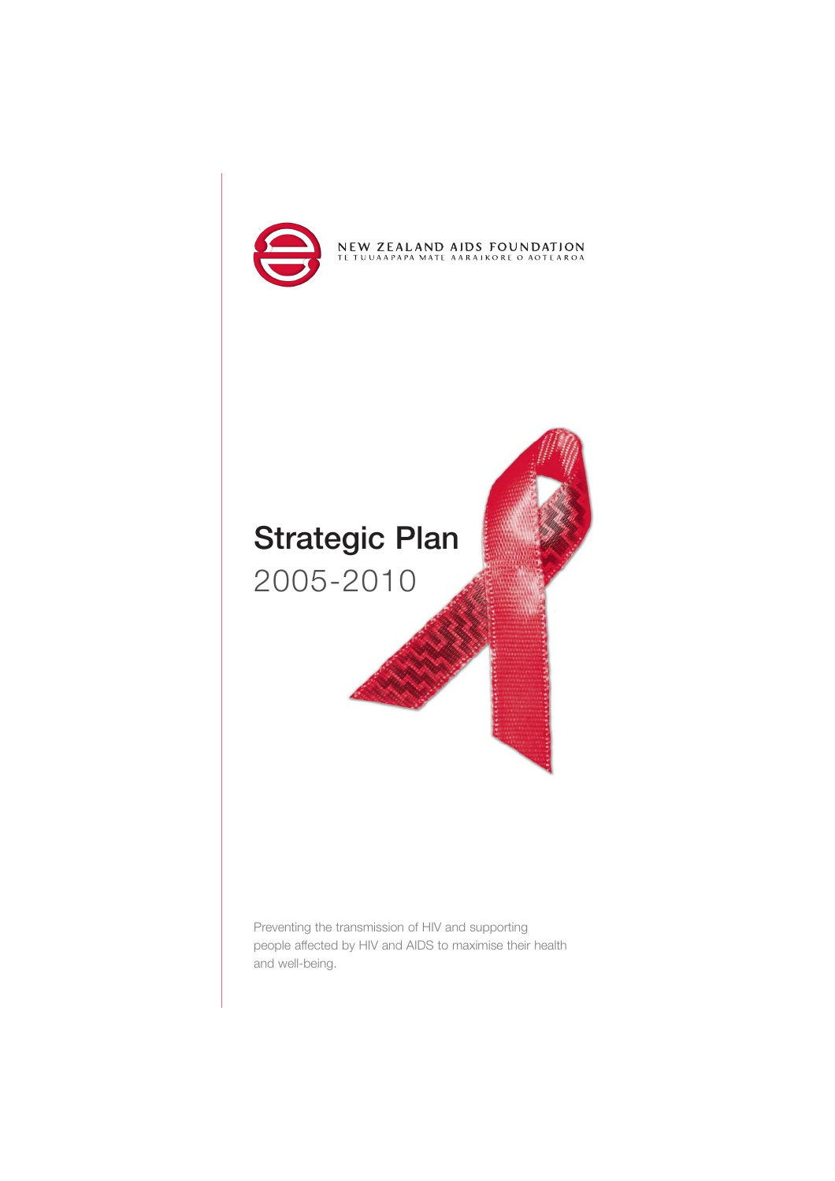NEW ZEALAND AIDS FOUNDATION
TE TUUAAPAPA MATE AARAIKORE O AOTEAROA

# Strategic Plan
2005-2010

Preventing the transmission of HIV and supporting people affected by HIV and AIDS to maximise their health and well-being.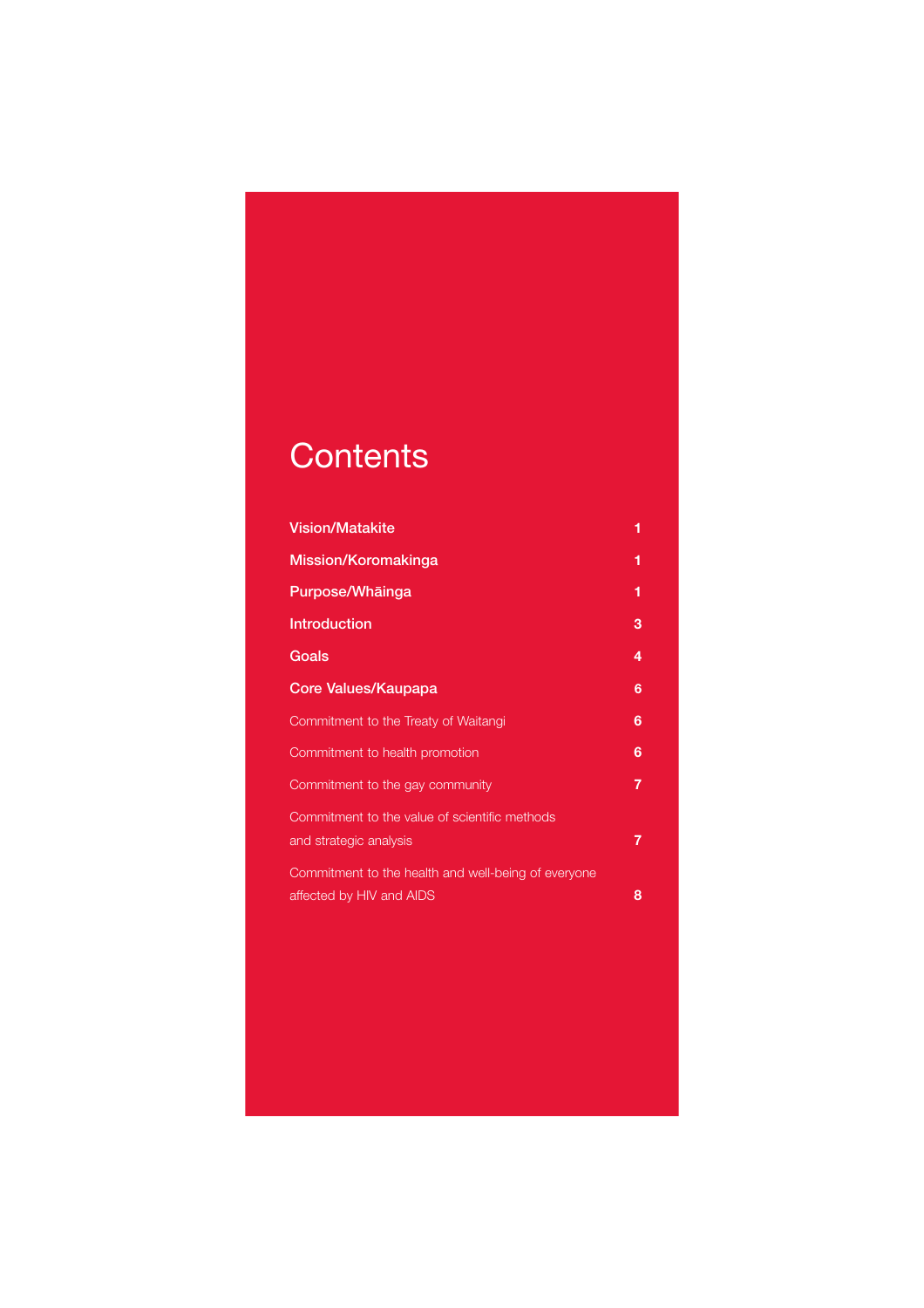# Contents

| | |
|---|---|
| **Vision/Matakite** | **1** |
| **Mission/Koromakinga** | **1** |
| **Purpose/Whāinga** | **1** |
| **Introduction** | **3** |
| **Goals** | **4** |
| **Core Values/Kaupapa** | **6** |
| Commitment to the Treaty of Waitangi | **6** |
| Commitment to health promotion | **6** |
| Commitment to the gay community | **7** |
| Commitment to the value of scientific methods and strategic analysis | **7** |
| Commitment to the health and well-being of everyone affected by HIV and AIDS | **8** |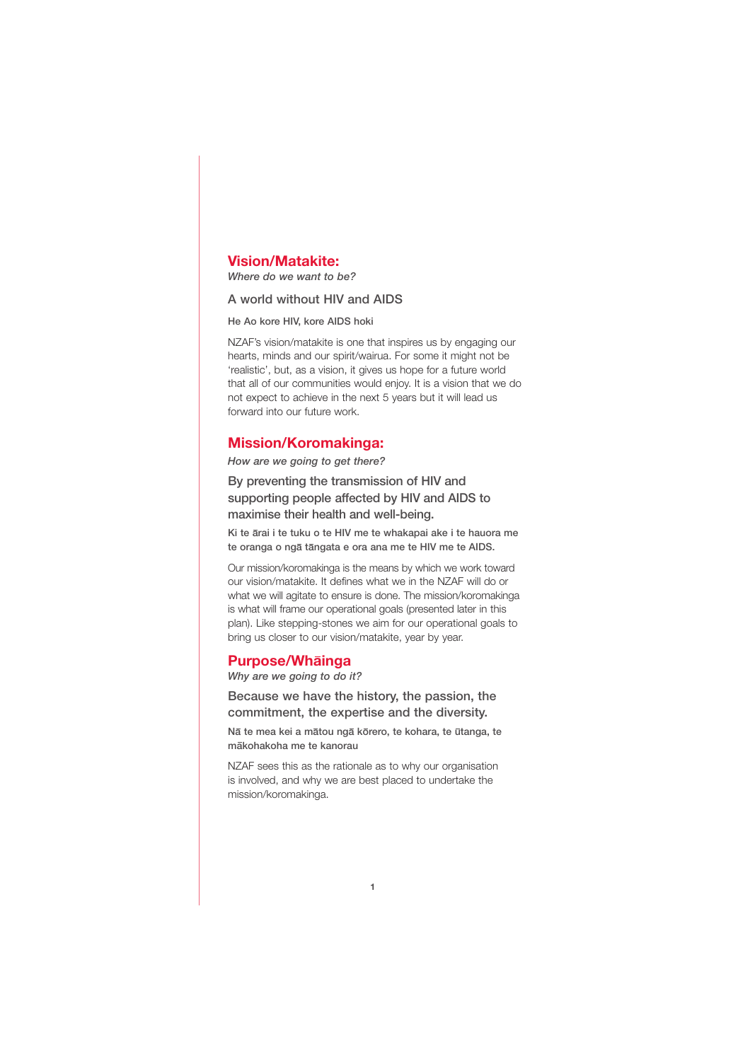## Vision/Matakite:

*Where do we want to be?*

A world without HIV and AIDS

**He Ao kore HIV, kore AIDS hoki**

NZAF's vision/matakite is one that inspires us by engaging our hearts, minds and our spirit/wairua. For some it might not be 'realistic', but, as a vision, it gives us hope for a future world that all of our communities would enjoy. It is a vision that we do not expect to achieve in the next 5 years but it will lead us forward into our future work.

## Mission/Koromakinga:

*How are we going to get there?*

By preventing the transmission of HIV and supporting people affected by HIV and AIDS to maximise their health and well-being.

**Ki te ārai i te tuku o te HIV me te whakapai ake i te hauora me te oranga o ngā tāngata e ora ana me te HIV me te AIDS.**

Our mission/koromakinga is the means by which we work toward our vision/matakite. It defines what we in the NZAF will do or what we will agitate to ensure is done. The mission/koromakinga is what will frame our operational goals (presented later in this plan). Like stepping-stones we aim for our operational goals to bring us closer to our vision/matakite, year by year.

## Purpose/Whāinga

*Why are we going to do it?*

Because we have the history, the passion, the commitment, the expertise and the diversity.

**Nā te mea kei a mātou ngā kōrero, te kohara, te ūtanga, te mākohakoha me te kanorau**

NZAF sees this as the rationale as to why our organisation is involved, and why we are best placed to undertake the mission/koromakinga.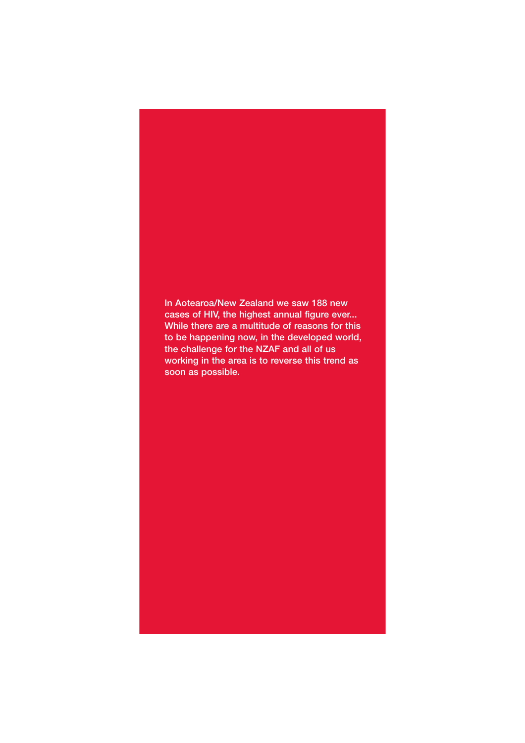**In Aotearoa/New Zealand we saw 188 new cases of HIV, the highest annual figure ever... While there are a multitude of reasons for this to be happening now, in the developed world, the challenge for the NZAF and all of us working in the area is to reverse this trend as soon as possible.**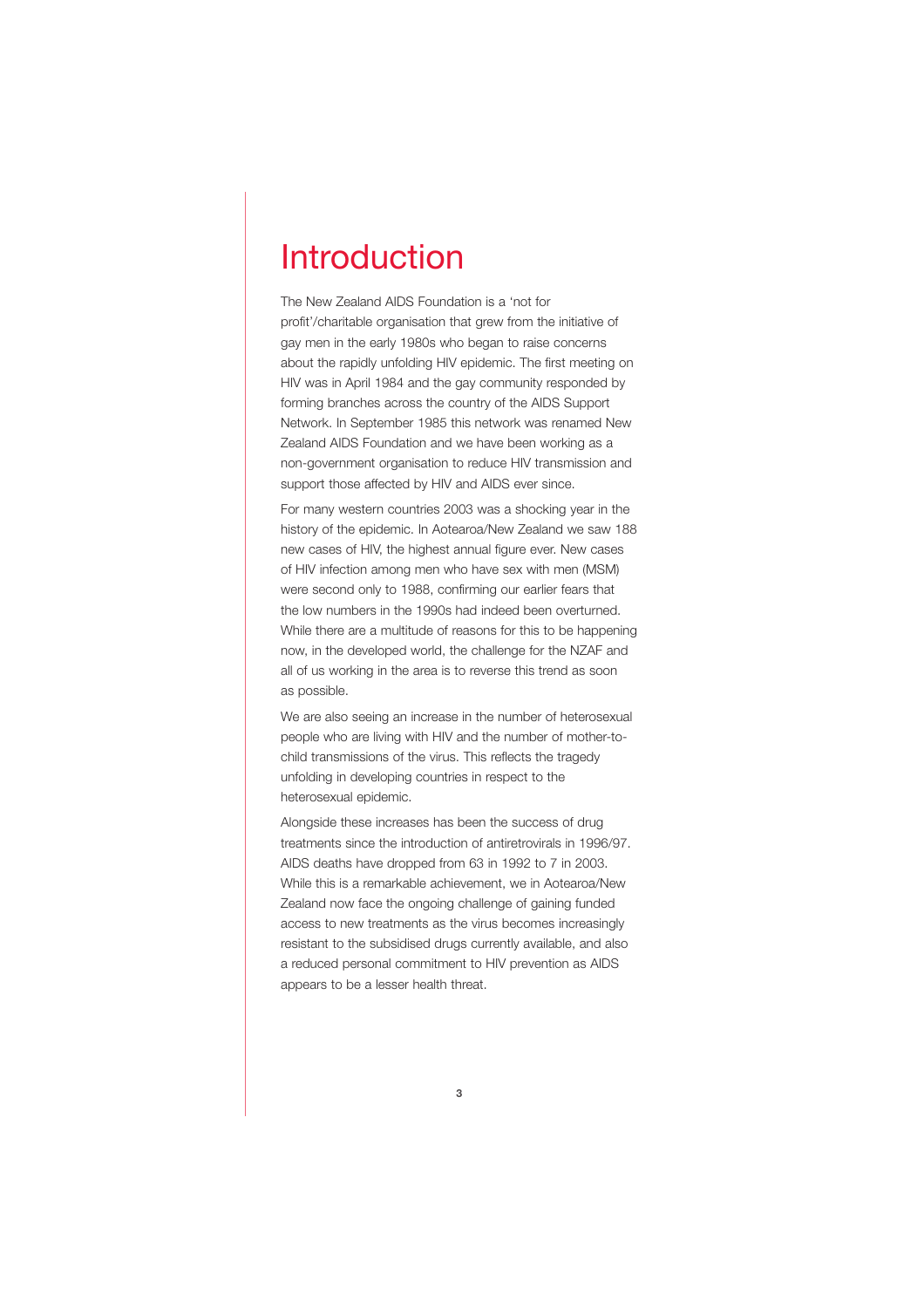# Introduction

The New Zealand AIDS Foundation is a 'not for profit'/charitable organisation that grew from the initiative of gay men in the early 1980s who began to raise concerns about the rapidly unfolding HIV epidemic. The first meeting on HIV was in April 1984 and the gay community responded by forming branches across the country of the AIDS Support Network. In September 1985 this network was renamed New Zealand AIDS Foundation and we have been working as a non-government organisation to reduce HIV transmission and support those affected by HIV and AIDS ever since.

For many western countries 2003 was a shocking year in the history of the epidemic. In Aotearoa/New Zealand we saw 188 new cases of HIV, the highest annual figure ever. New cases of HIV infection among men who have sex with men (MSM) were second only to 1988, confirming our earlier fears that the low numbers in the 1990s had indeed been overturned. While there are a multitude of reasons for this to be happening now, in the developed world, the challenge for the NZAF and all of us working in the area is to reverse this trend as soon as possible.

We are also seeing an increase in the number of heterosexual people who are living with HIV and the number of mother-to-child transmissions of the virus. This reflects the tragedy unfolding in developing countries in respect to the heterosexual epidemic.

Alongside these increases has been the success of drug treatments since the introduction of antiretrovirals in 1996/97. AIDS deaths have dropped from 63 in 1992 to 7 in 2003. While this is a remarkable achievement, we in Aotearoa/New Zealand now face the ongoing challenge of gaining funded access to new treatments as the virus becomes increasingly resistant to the subsidised drugs currently available, and also a reduced personal commitment to HIV prevention as AIDS appears to be a lesser health threat.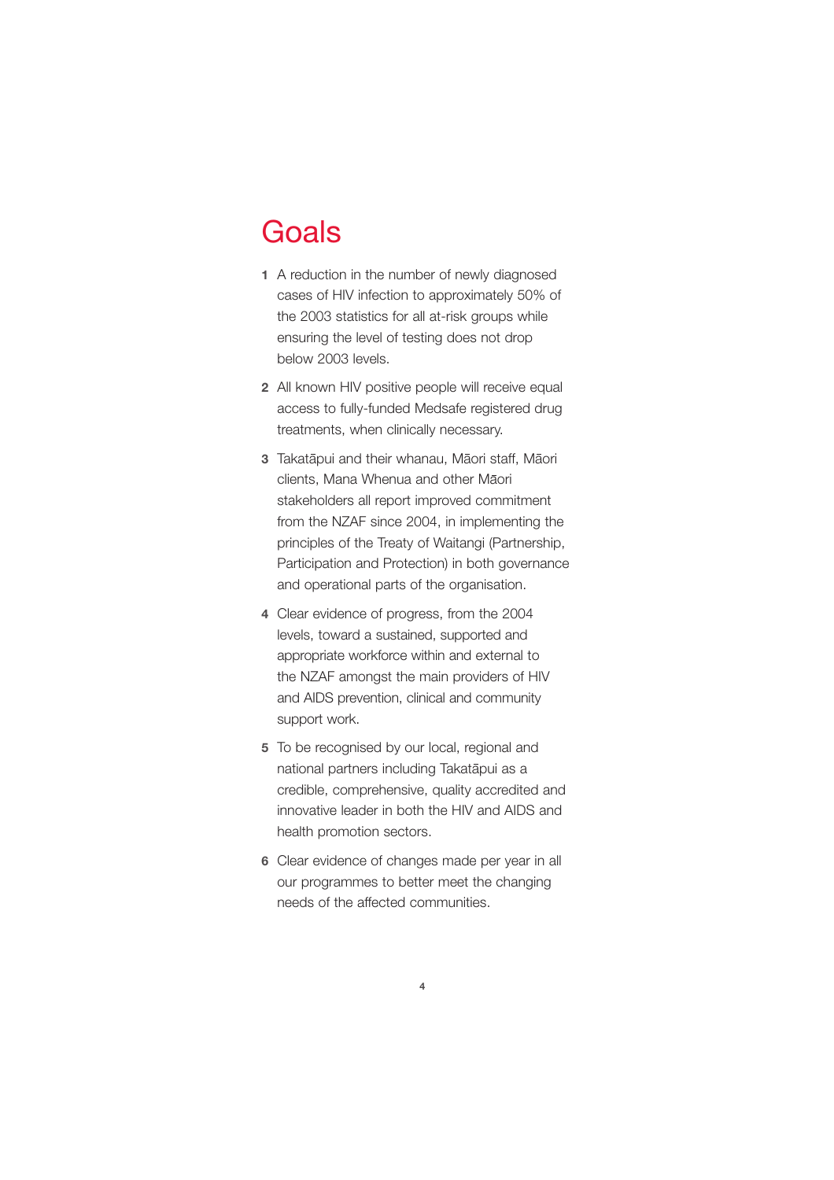# Goals

1. A reduction in the number of newly diagnosed cases of HIV infection to approximately 50% of the 2003 statistics for all at-risk groups while ensuring the level of testing does not drop below 2003 levels.
2. All known HIV positive people will receive equal access to fully-funded Medsafe registered drug treatments, when clinically necessary.
3. Takatāpui and their whanau, Māori staff, Māori clients, Mana Whenua and other Māori stakeholders all report improved commitment from the NZAF since 2004, in implementing the principles of the Treaty of Waitangi (Partnership, Participation and Protection) in both governance and operational parts of the organisation.
4. Clear evidence of progress, from the 2004 levels, toward a sustained, supported and appropriate workforce within and external to the NZAF amongst the main providers of HIV and AIDS prevention, clinical and community support work.
5. To be recognised by our local, regional and national partners including Takatāpui as a credible, comprehensive, quality accredited and innovative leader in both the HIV and AIDS and health promotion sectors.
6. Clear evidence of changes made per year in all our programmes to better meet the changing needs of the affected communities.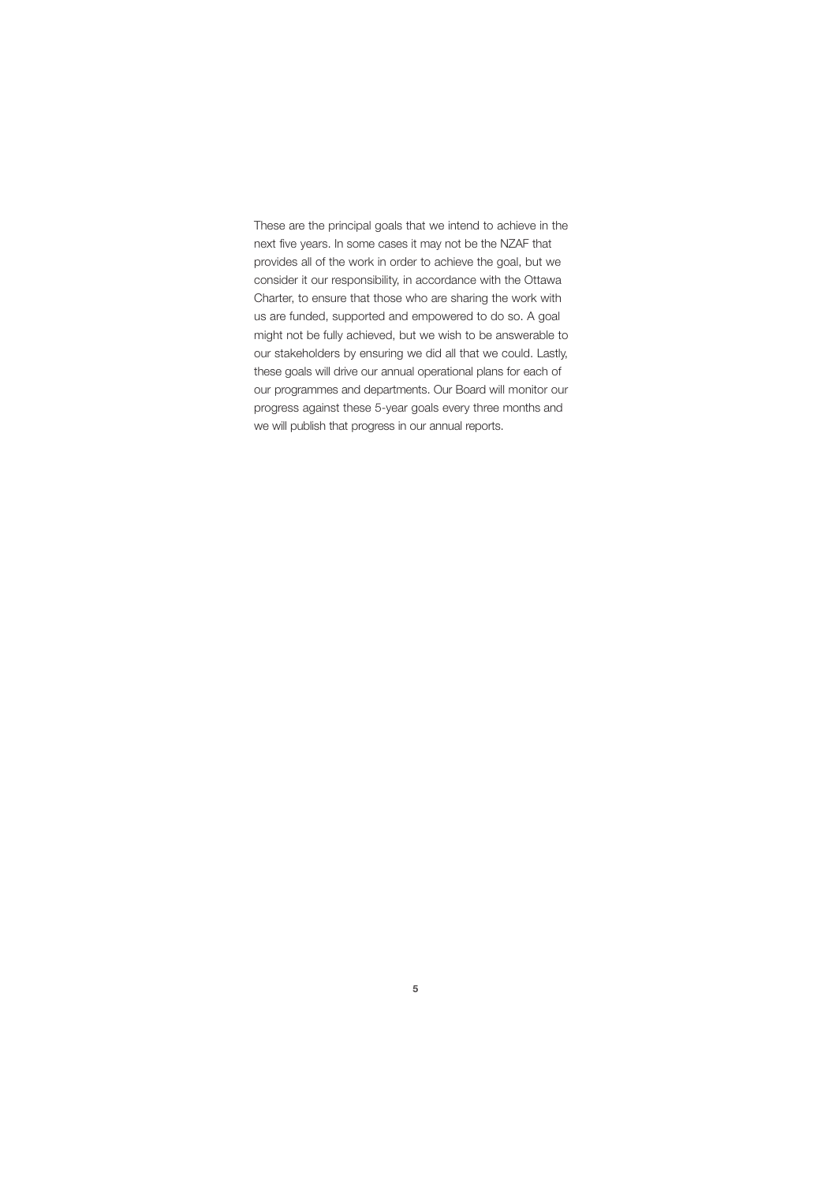These are the principal goals that we intend to achieve in the next five years. In some cases it may not be the NZAF that provides all of the work in order to achieve the goal, but we consider it our responsibility, in accordance with the Ottawa Charter, to ensure that those who are sharing the work with us are funded, supported and empowered to do so. A goal might not be fully achieved, but we wish to be answerable to our stakeholders by ensuring we did all that we could. Lastly, these goals will drive our annual operational plans for each of our programmes and departments. Our Board will monitor our progress against these 5-year goals every three months and we will publish that progress in our annual reports.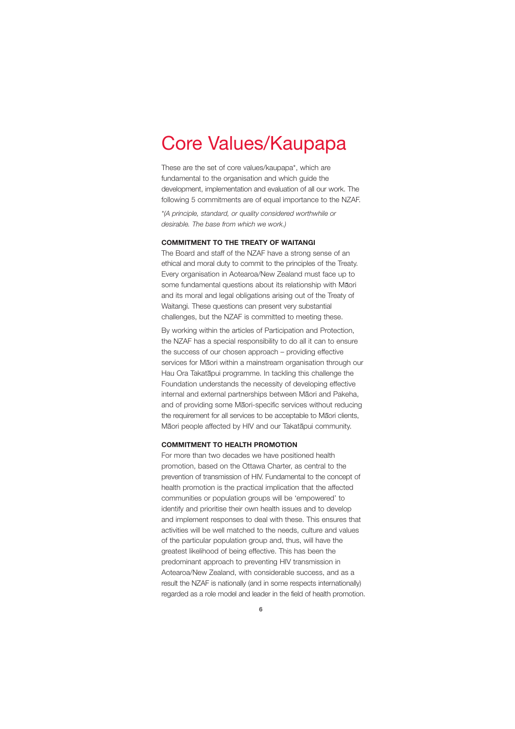# Core Values/Kaupapa

These are the set of core values/kaupapa*, which are fundamental to the organisation and which guide the development, implementation and evaluation of all our work. The following 5 commitments are of equal importance to the NZAF.

*\*(A principle, standard, or quality considered worthwhile or desirable. The base from which we work.)*

**COMMITMENT TO THE TREATY OF WAITANGI**

The Board and staff of the NZAF have a strong sense of an ethical and moral duty to commit to the principles of the Treaty. Every organisation in Aotearoa/New Zealand must face up to some fundamental questions about its relationship with Māori and its moral and legal obligations arising out of the Treaty of Waitangi. These questions can present very substantial challenges, but the NZAF is committed to meeting these.

By working within the articles of Participation and Protection, the NZAF has a special responsibility to do all it can to ensure the success of our chosen approach – providing effective services for Māori within a mainstream organisation through our Hau Ora Takatāpui programme. In tackling this challenge the Foundation understands the necessity of developing effective internal and external partnerships between Māori and Pakeha, and of providing some Māori-specific services without reducing the requirement for all services to be acceptable to Māori clients, Māori people affected by HIV and our Takatāpui community.

**COMMITMENT TO HEALTH PROMOTION**

For more than two decades we have positioned health promotion, based on the Ottawa Charter, as central to the prevention of transmission of HIV. Fundamental to the concept of health promotion is the practical implication that the affected communities or population groups will be 'empowered' to identify and prioritise their own health issues and to develop and implement responses to deal with these. This ensures that activities will be well matched to the needs, culture and values of the particular population group and, thus, will have the greatest likelihood of being effective. This has been the predominant approach to preventing HIV transmission in Aotearoa/New Zealand, with considerable success, and as a result the NZAF is nationally (and in some respects internationally) regarded as a role model and leader in the field of health promotion.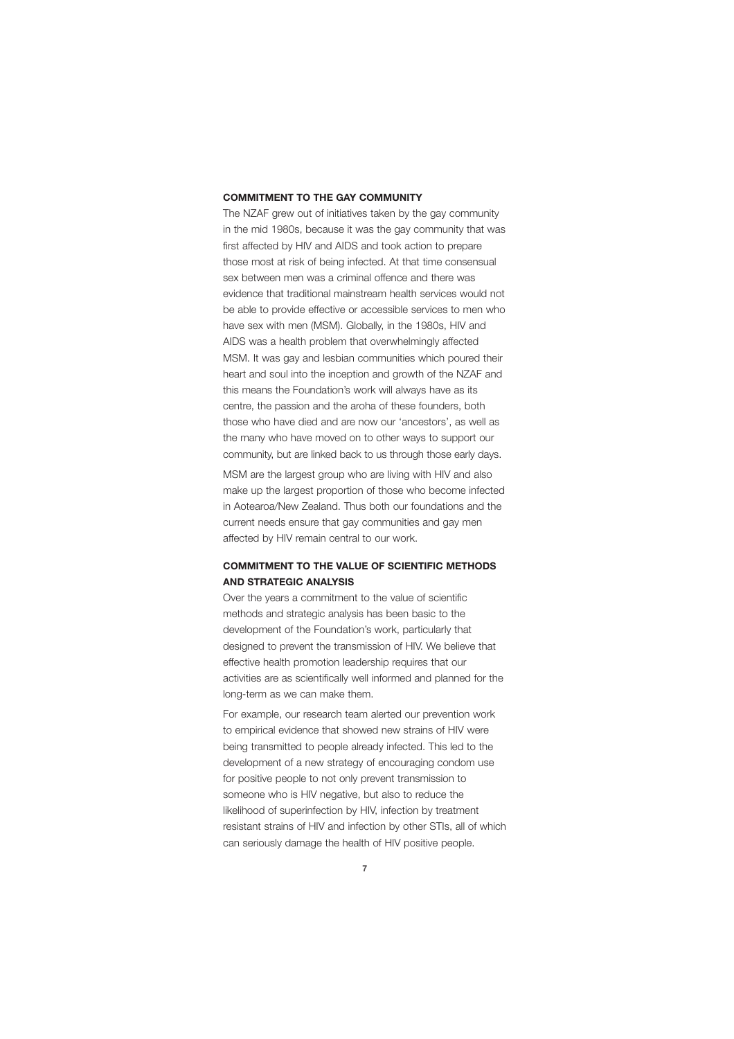## COMMITMENT TO THE GAY COMMUNITY

The NZAF grew out of initiatives taken by the gay community in the mid 1980s, because it was the gay community that was first affected by HIV and AIDS and took action to prepare those most at risk of being infected. At that time consensual sex between men was a criminal offence and there was evidence that traditional mainstream health services would not be able to provide effective or accessible services to men who have sex with men (MSM). Globally, in the 1980s, HIV and AIDS was a health problem that overwhelmingly affected MSM. It was gay and lesbian communities which poured their heart and soul into the inception and growth of the NZAF and this means the Foundation's work will always have as its centre, the passion and the aroha of these founders, both those who have died and are now our 'ancestors', as well as the many who have moved on to other ways to support our community, but are linked back to us through those early days.

MSM are the largest group who are living with HIV and also make up the largest proportion of those who become infected in Aotearoa/New Zealand. Thus both our foundations and the current needs ensure that gay communities and gay men affected by HIV remain central to our work.

## COMMITMENT TO THE VALUE OF SCIENTIFIC METHODS AND STRATEGIC ANALYSIS

Over the years a commitment to the value of scientific methods and strategic analysis has been basic to the development of the Foundation's work, particularly that designed to prevent the transmission of HIV. We believe that effective health promotion leadership requires that our activities are as scientifically well informed and planned for the long-term as we can make them.

For example, our research team alerted our prevention work to empirical evidence that showed new strains of HIV were being transmitted to people already infected. This led to the development of a new strategy of encouraging condom use for positive people to not only prevent transmission to someone who is HIV negative, but also to reduce the likelihood of superinfection by HIV, infection by treatment resistant strains of HIV and infection by other STIs, all of which can seriously damage the health of HIV positive people.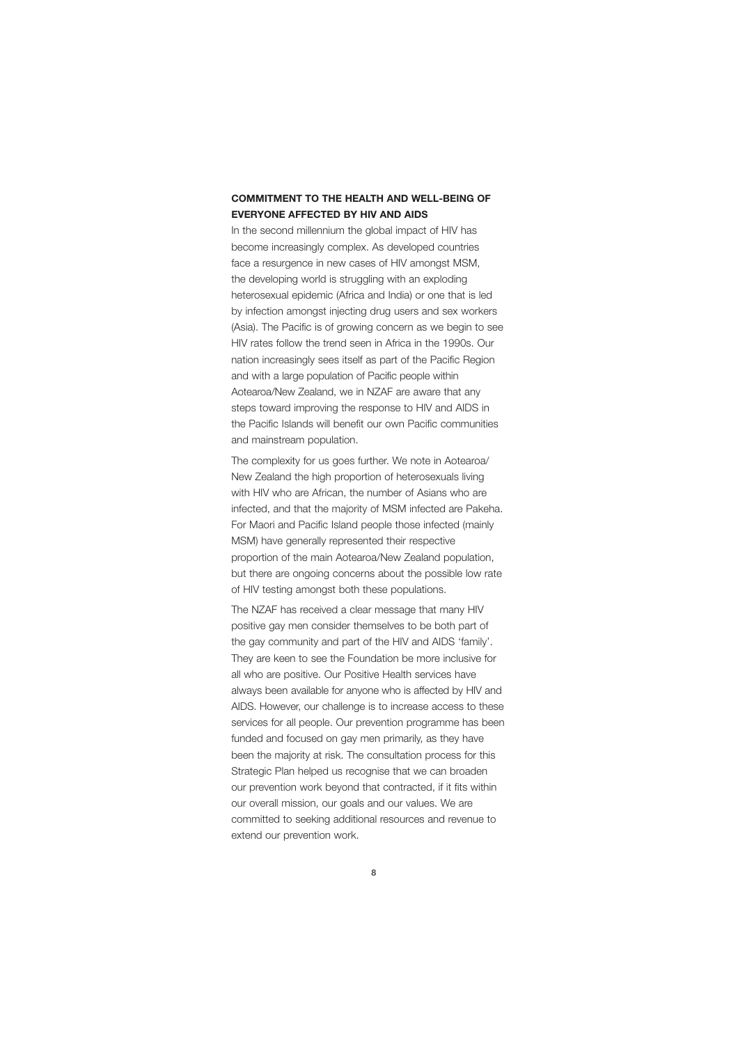## COMMITMENT TO THE HEALTH AND WELL-BEING OF EVERYONE AFFECTED BY HIV AND AIDS

In the second millennium the global impact of HIV has become increasingly complex. As developed countries face a resurgence in new cases of HIV amongst MSM, the developing world is struggling with an exploding heterosexual epidemic (Africa and India) or one that is led by infection amongst injecting drug users and sex workers (Asia). The Pacific is of growing concern as we begin to see HIV rates follow the trend seen in Africa in the 1990s. Our nation increasingly sees itself as part of the Pacific Region and with a large population of Pacific people within Aotearoa/New Zealand, we in NZAF are aware that any steps toward improving the response to HIV and AIDS in the Pacific Islands will benefit our own Pacific communities and mainstream population.

The complexity for us goes further. We note in Aotearoa/New Zealand the high proportion of heterosexuals living with HIV who are African, the number of Asians who are infected, and that the majority of MSM infected are Pakeha. For Maori and Pacific Island people those infected (mainly MSM) have generally represented their respective proportion of the main Aotearoa/New Zealand population, but there are ongoing concerns about the possible low rate of HIV testing amongst both these populations.

The NZAF has received a clear message that many HIV positive gay men consider themselves to be both part of the gay community and part of the HIV and AIDS 'family'. They are keen to see the Foundation be more inclusive for all who are positive. Our Positive Health services have always been available for anyone who is affected by HIV and AIDS. However, our challenge is to increase access to these services for all people. Our prevention programme has been funded and focused on gay men primarily, as they have been the majority at risk. The consultation process for this Strategic Plan helped us recognise that we can broaden our prevention work beyond that contracted, if it fits within our overall mission, our goals and our values. We are committed to seeking additional resources and revenue to extend our prevention work.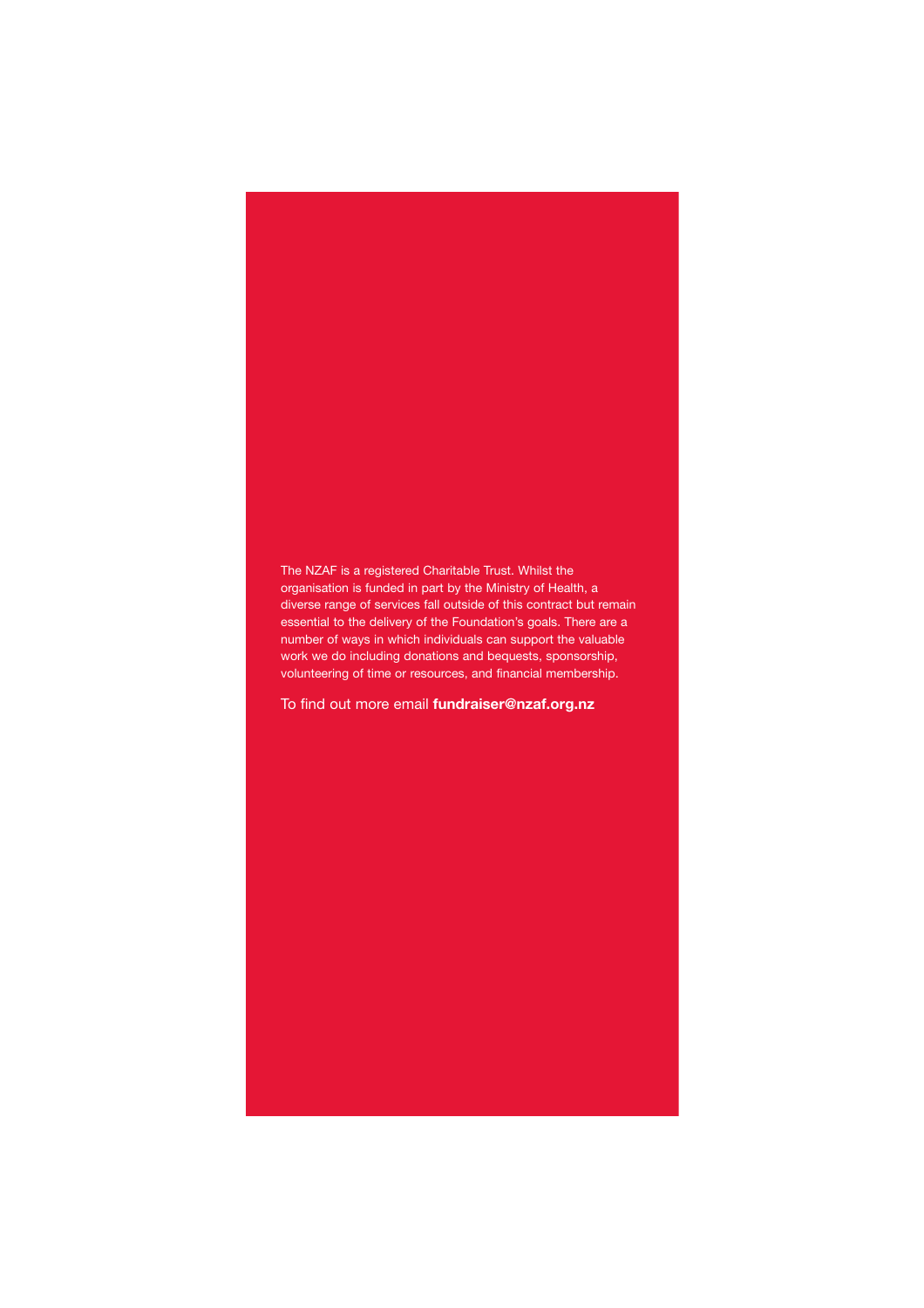The NZAF is a registered Charitable Trust. Whilst the organisation is funded in part by the Ministry of Health, a diverse range of services fall outside of this contract but remain essential to the delivery of the Foundation's goals. There are a number of ways in which individuals can support the valuable work we do including donations and bequests, sponsorship, volunteering of time or resources, and financial membership.

To find out more email **fundraiser@nzaf.org.nz**